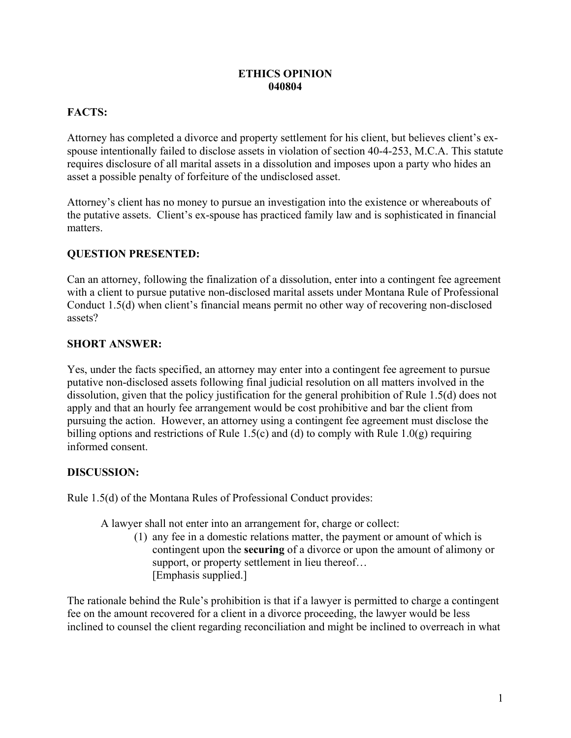**ETHICS OPINION**
**040804**

**FACTS:**

Attorney has completed a divorce and property settlement for his client, but believes client's ex-spouse intentionally failed to disclose assets in violation of section 40-4-253, M.C.A. This statute requires disclosure of all marital assets in a dissolution and imposes upon a party who hides an asset a possible penalty of forfeiture of the undisclosed asset.

Attorney's client has no money to pursue an investigation into the existence or whereabouts of the putative assets. Client's ex-spouse has practiced family law and is sophisticated in financial matters.

**QUESTION PRESENTED:**

Can an attorney, following the finalization of a dissolution, enter into a contingent fee agreement with a client to pursue putative non-disclosed marital assets under Montana Rule of Professional Conduct 1.5(d) when client's financial means permit no other way of recovering non-disclosed assets?

**SHORT ANSWER:**

Yes, under the facts specified, an attorney may enter into a contingent fee agreement to pursue putative non-disclosed assets following final judicial resolution on all matters involved in the dissolution, given that the policy justification for the general prohibition of Rule 1.5(d) does not apply and that an hourly fee arrangement would be cost prohibitive and bar the client from pursuing the action. However, an attorney using a contingent fee agreement must disclose the billing options and restrictions of Rule 1.5(c) and (d) to comply with Rule 1.0(g) requiring informed consent.

**DISCUSSION:**

Rule 1.5(d) of the Montana Rules of Professional Conduct provides:

> A lawyer shall not enter into an arrangement for, charge or collect:
>
> (1) any fee in a domestic relations matter, the payment or amount of which is contingent upon the **securing** of a divorce or upon the amount of alimony or support, or property settlement in lieu thereof…
> [Emphasis supplied.]

The rationale behind the Rule's prohibition is that if a lawyer is permitted to charge a contingent fee on the amount recovered for a client in a divorce proceeding, the lawyer would be less inclined to counsel the client regarding reconciliation and might be inclined to overreach in what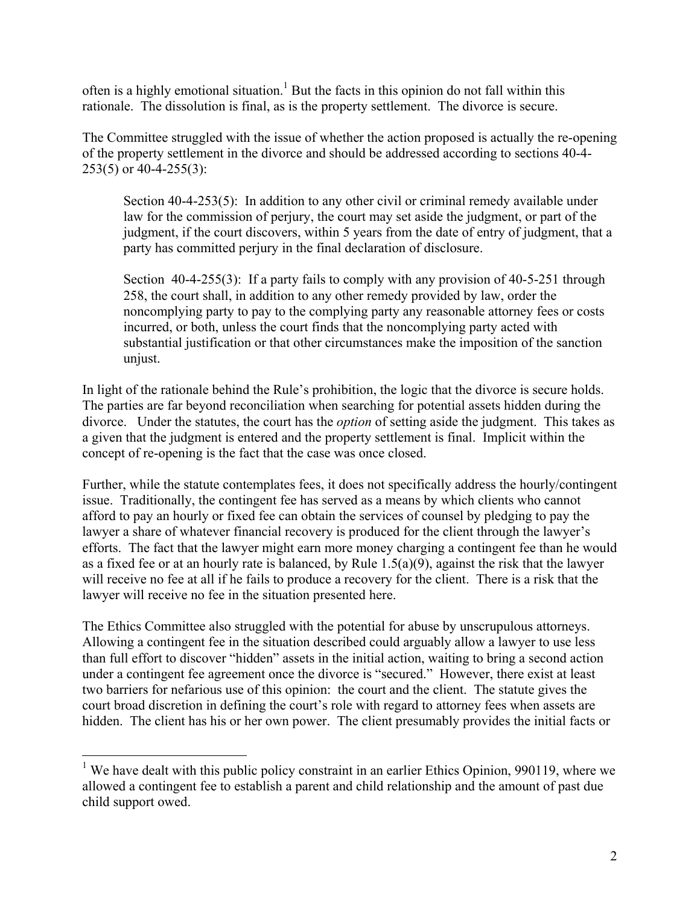often is a highly emotional situation.[1] But the facts in this opinion do not fall within this rationale. The dissolution is final, as is the property settlement. The divorce is secure.

The Committee struggled with the issue of whether the action proposed is actually the re-opening of the property settlement in the divorce and should be addressed according to sections 40-4-253(5) or 40-4-255(3):

> Section 40-4-253(5): In addition to any other civil or criminal remedy available under law for the commission of perjury, the court may set aside the judgment, or part of the judgment, if the court discovers, within 5 years from the date of entry of judgment, that a party has committed perjury in the final declaration of disclosure.
>
> Section 40-4-255(3): If a party fails to comply with any provision of 40-5-251 through 258, the court shall, in addition to any other remedy provided by law, order the noncomplying party to pay to the complying party any reasonable attorney fees or costs incurred, or both, unless the court finds that the noncomplying party acted with substantial justification or that other circumstances make the imposition of the sanction unjust.

In light of the rationale behind the Rule's prohibition, the logic that the divorce is secure holds. The parties are far beyond reconciliation when searching for potential assets hidden during the divorce. Under the statutes, the court has the *option* of setting aside the judgment. This takes as a given that the judgment is entered and the property settlement is final. Implicit within the concept of re-opening is the fact that the case was once closed.

Further, while the statute contemplates fees, it does not specifically address the hourly/contingent issue. Traditionally, the contingent fee has served as a means by which clients who cannot afford to pay an hourly or fixed fee can obtain the services of counsel by pledging to pay the lawyer a share of whatever financial recovery is produced for the client through the lawyer's efforts. The fact that the lawyer might earn more money charging a contingent fee than he would as a fixed fee or at an hourly rate is balanced, by Rule 1.5(a)(9), against the risk that the lawyer will receive no fee at all if he fails to produce a recovery for the client. There is a risk that the lawyer will receive no fee in the situation presented here.

The Ethics Committee also struggled with the potential for abuse by unscrupulous attorneys. Allowing a contingent fee in the situation described could arguably allow a lawyer to use less than full effort to discover "hidden" assets in the initial action, waiting to bring a second action under a contingent fee agreement once the divorce is "secured." However, there exist at least two barriers for nefarious use of this opinion: the court and the client. The statute gives the court broad discretion in defining the court's role with regard to attorney fees when assets are hidden. The client has his or her own power. The client presumably provides the initial facts or

---

[1] We have dealt with this public policy constraint in an earlier Ethics Opinion, 990119, where we allowed a contingent fee to establish a parent and child relationship and the amount of past due child support owed.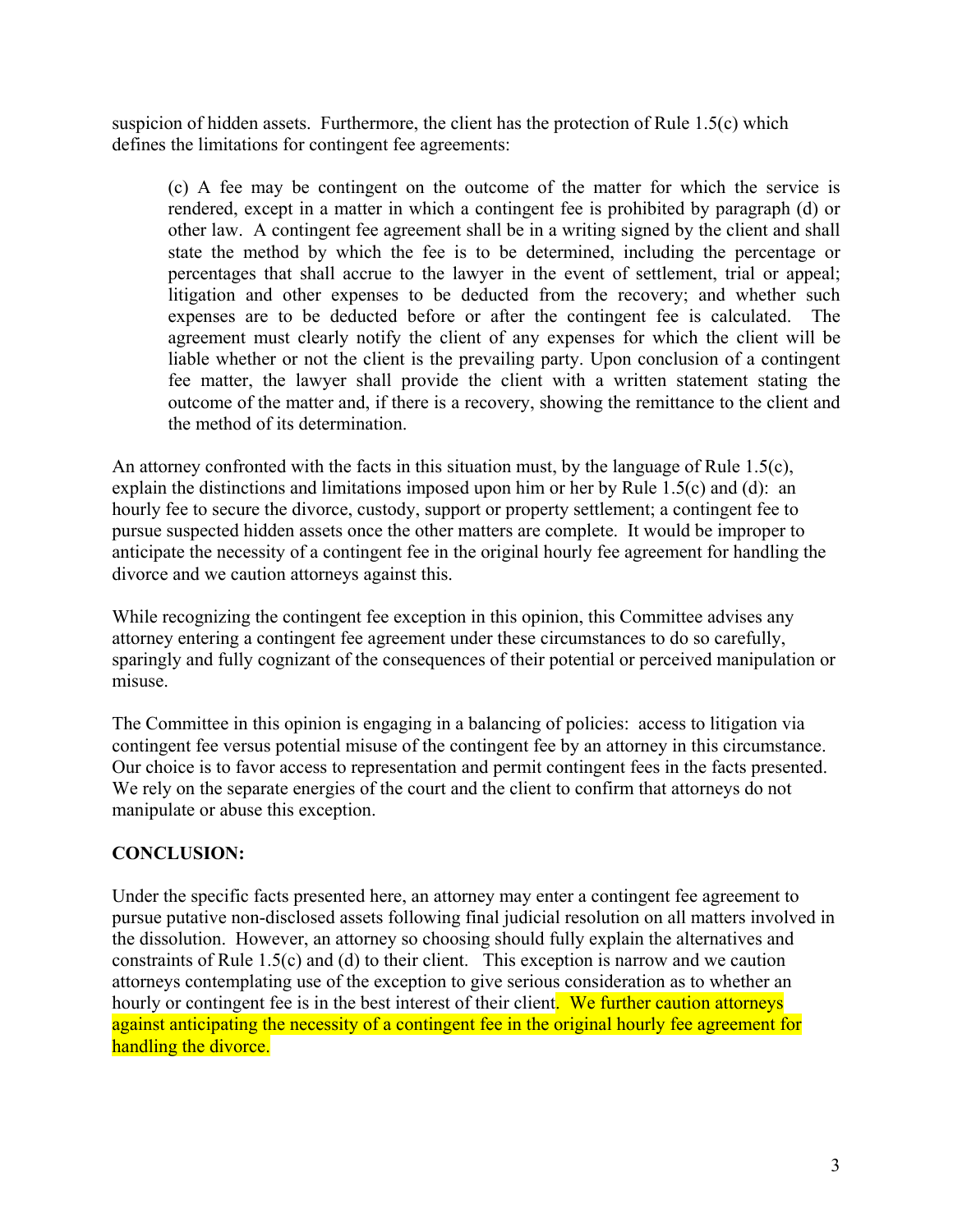suspicion of hidden assets. Furthermore, the client has the protection of Rule 1.5(c) which defines the limitations for contingent fee agreements:

> (c) A fee may be contingent on the outcome of the matter for which the service is rendered, except in a matter in which a contingent fee is prohibited by paragraph (d) or other law. A contingent fee agreement shall be in a writing signed by the client and shall state the method by which the fee is to be determined, including the percentage or percentages that shall accrue to the lawyer in the event of settlement, trial or appeal; litigation and other expenses to be deducted from the recovery; and whether such expenses are to be deducted before or after the contingent fee is calculated. The agreement must clearly notify the client of any expenses for which the client will be liable whether or not the client is the prevailing party. Upon conclusion of a contingent fee matter, the lawyer shall provide the client with a written statement stating the outcome of the matter and, if there is a recovery, showing the remittance to the client and the method of its determination.

An attorney confronted with the facts in this situation must, by the language of Rule 1.5(c), explain the distinctions and limitations imposed upon him or her by Rule 1.5(c) and (d): an hourly fee to secure the divorce, custody, support or property settlement; a contingent fee to pursue suspected hidden assets once the other matters are complete. It would be improper to anticipate the necessity of a contingent fee in the original hourly fee agreement for handling the divorce and we caution attorneys against this.

While recognizing the contingent fee exception in this opinion, this Committee advises any attorney entering a contingent fee agreement under these circumstances to do so carefully, sparingly and fully cognizant of the consequences of their potential or perceived manipulation or misuse.

The Committee in this opinion is engaging in a balancing of policies: access to litigation via contingent fee versus potential misuse of the contingent fee by an attorney in this circumstance. Our choice is to favor access to representation and permit contingent fees in the facts presented. We rely on the separate energies of the court and the client to confirm that attorneys do not manipulate or abuse this exception.

**CONCLUSION:**

Under the specific facts presented here, an attorney may enter a contingent fee agreement to pursue putative non-disclosed assets following final judicial resolution on all matters involved in the dissolution. However, an attorney so choosing should fully explain the alternatives and constraints of Rule 1.5(c) and (d) to their client. This exception is narrow and we caution attorneys contemplating use of the exception to give serious consideration as to whether an hourly or contingent fee is in the best interest of their client. We further caution attorneys against anticipating the necessity of a contingent fee in the original hourly fee agreement for handling the divorce.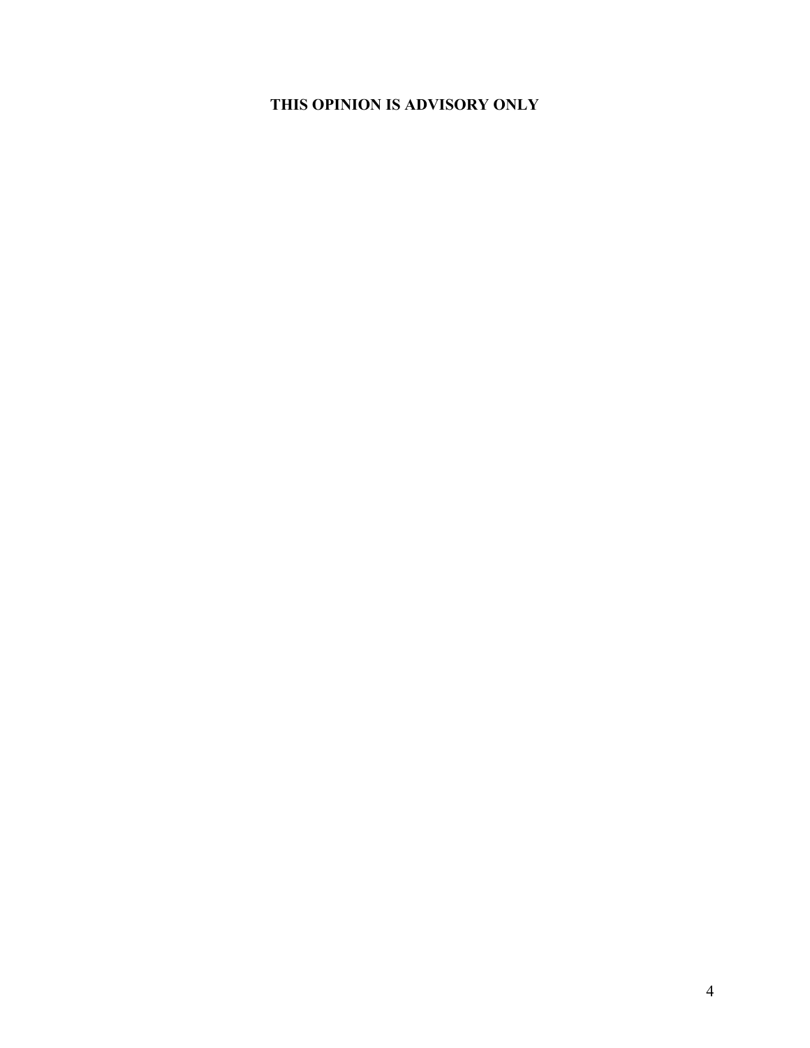**THIS OPINION IS ADVISORY ONLY**